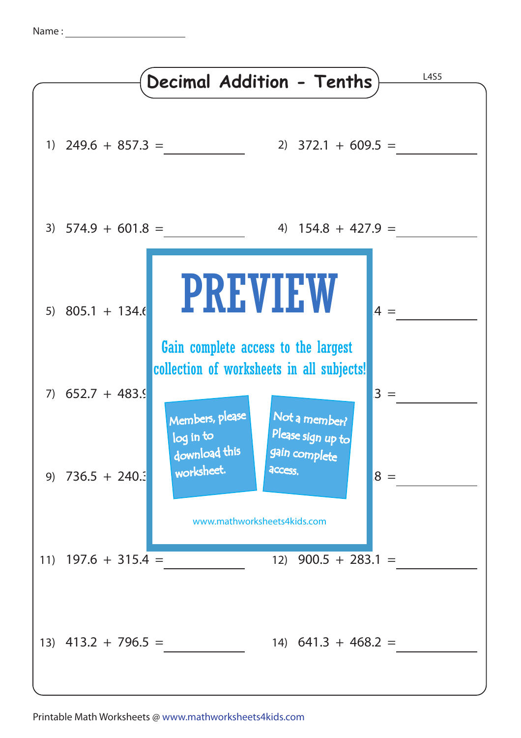Name : ____________________

# Decimal Addition - Tenths

L4S5

1) 249.6 + 857.3 = ________

2) 372.1 + 609.5 = ________

3) 574.9 + 601.8 = ________

4) 154.8 + 427.9 = ________

5) 805.1 + 134.6

4 = ________

7) 652.7 + 483.9

3 = ________

9) 736.5 + 240.3

8 = ________

PREVIEW

Gain complete access to the largest collection of worksheets in all subjects!

Members, please log in to download this worksheet.

Not a member? Please sign up to gain complete access.

www.mathworksheets4kids.com

11) 197.6 + 315.4 = ________

12) 900.5 + 283.1 = ________

13) 413.2 + 796.5 = ________

14) 641.3 + 468.2 = ________

Printable Math Worksheets @ www.mathworksheets4kids.com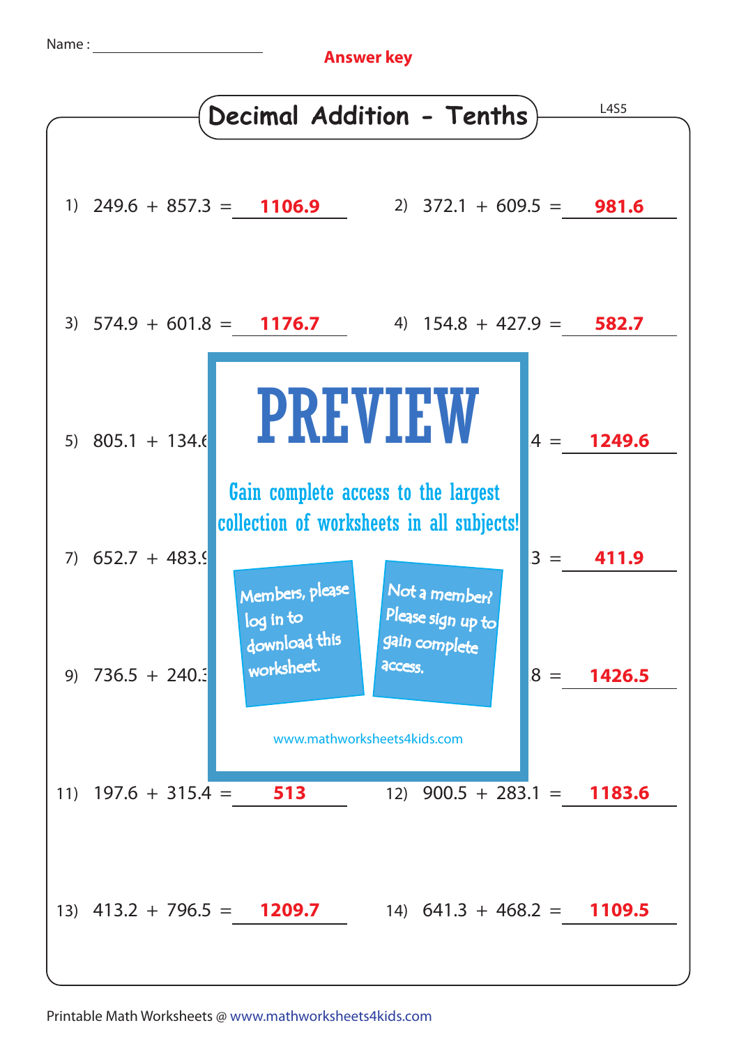Name : ____________________

**Answer key**

# Decimal Addition - Tenths

L4S5

1) 249.6 + 857.3 = **1106.9**

2) 372.1 + 609.5 = **981.6**

3) 574.9 + 601.8 = **1176.7**

4) 154.8 + 427.9 = **582.7**

5) 805.1 + 134.6

4 = **1249.6**

**PREVIEW**

Gain complete access to the largest collection of worksheets in all subjects!

Members, please log in to download this worksheet.

Not a member? Please sign up to gain complete access.

www.mathworksheets4kids.com

7) 652.7 + 483.9

3 = **411.9**

9) 736.5 + 240.3

8 = **1426.5**

11) 197.6 + 315.4 = **513**

12) 900.5 + 283.1 = **1183.6**

13) 413.2 + 796.5 = **1209.7**

14) 641.3 + 468.2 = **1109.5**

Printable Math Worksheets @ www.mathworksheets4kids.com